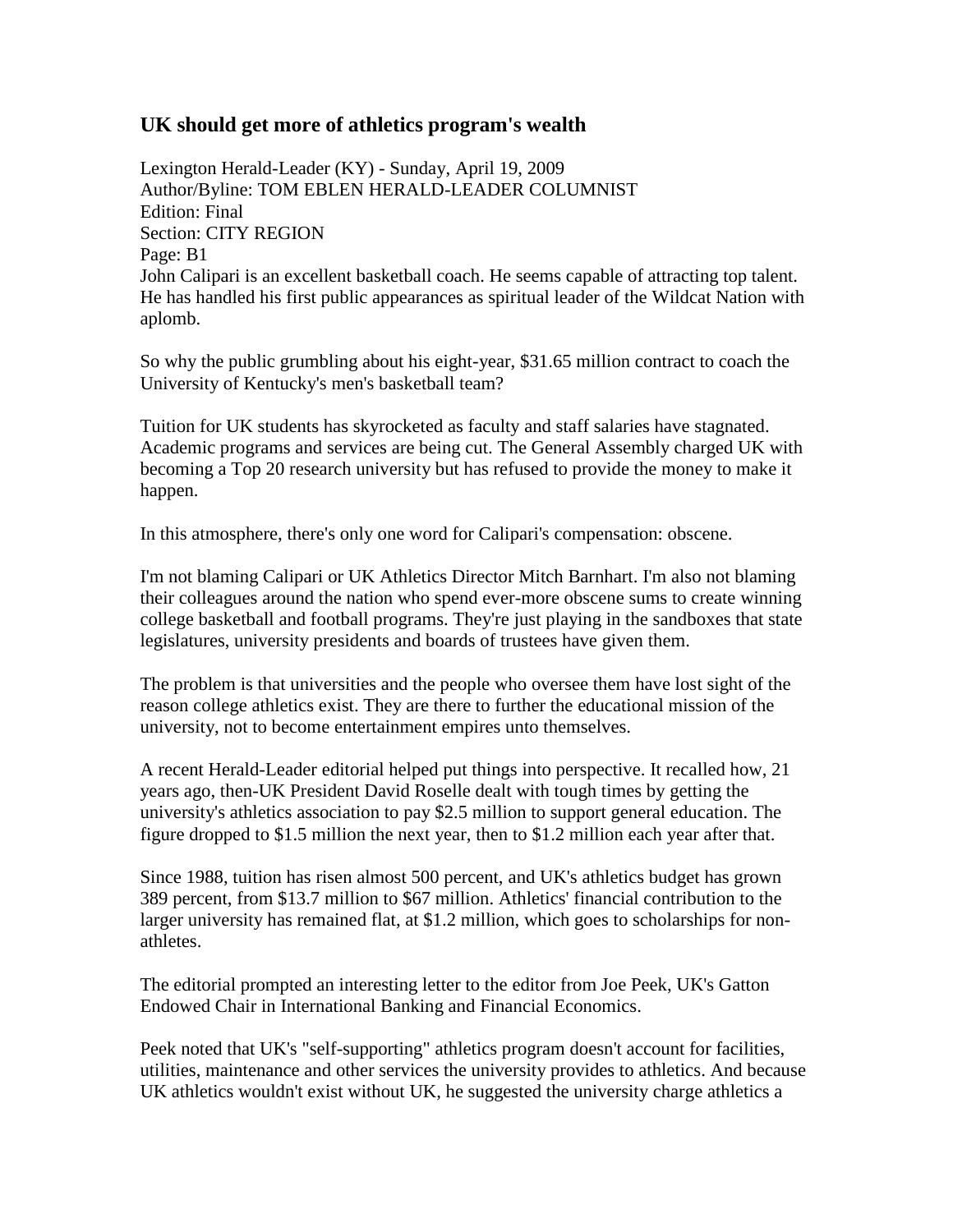## UK should get more of athletics program's wealth

Lexington Herald-Leader (KY) - Sunday, April 19, 2009
Author/Byline: TOM EBLEN HERALD-LEADER COLUMNIST
Edition: Final
Section: CITY REGION
Page: B1

John Calipari is an excellent basketball coach. He seems capable of attracting top talent. He has handled his first public appearances as spiritual leader of the Wildcat Nation with aplomb.

So why the public grumbling about his eight-year, $31.65 million contract to coach the University of Kentucky's men's basketball team?

Tuition for UK students has skyrocketed as faculty and staff salaries have stagnated. Academic programs and services are being cut. The General Assembly charged UK with becoming a Top 20 research university but has refused to provide the money to make it happen.

In this atmosphere, there's only one word for Calipari's compensation: obscene.

I'm not blaming Calipari or UK Athletics Director Mitch Barnhart. I'm also not blaming their colleagues around the nation who spend ever-more obscene sums to create winning college basketball and football programs. They're just playing in the sandboxes that state legislatures, university presidents and boards of trustees have given them.

The problem is that universities and the people who oversee them have lost sight of the reason college athletics exist. They are there to further the educational mission of the university, not to become entertainment empires unto themselves.

A recent Herald-Leader editorial helped put things into perspective. It recalled how, 21 years ago, then-UK President David Roselle dealt with tough times by getting the university's athletics association to pay $2.5 million to support general education. The figure dropped to $1.5 million the next year, then to $1.2 million each year after that.

Since 1988, tuition has risen almost 500 percent, and UK's athletics budget has grown 389 percent, from $13.7 million to $67 million. Athletics' financial contribution to the larger university has remained flat, at $1.2 million, which goes to scholarships for non-athletes.

The editorial prompted an interesting letter to the editor from Joe Peek, UK's Gatton Endowed Chair in International Banking and Financial Economics.

Peek noted that UK's "self-supporting" athletics program doesn't account for facilities, utilities, maintenance and other services the university provides to athletics. And because UK athletics wouldn't exist without UK, he suggested the university charge athletics a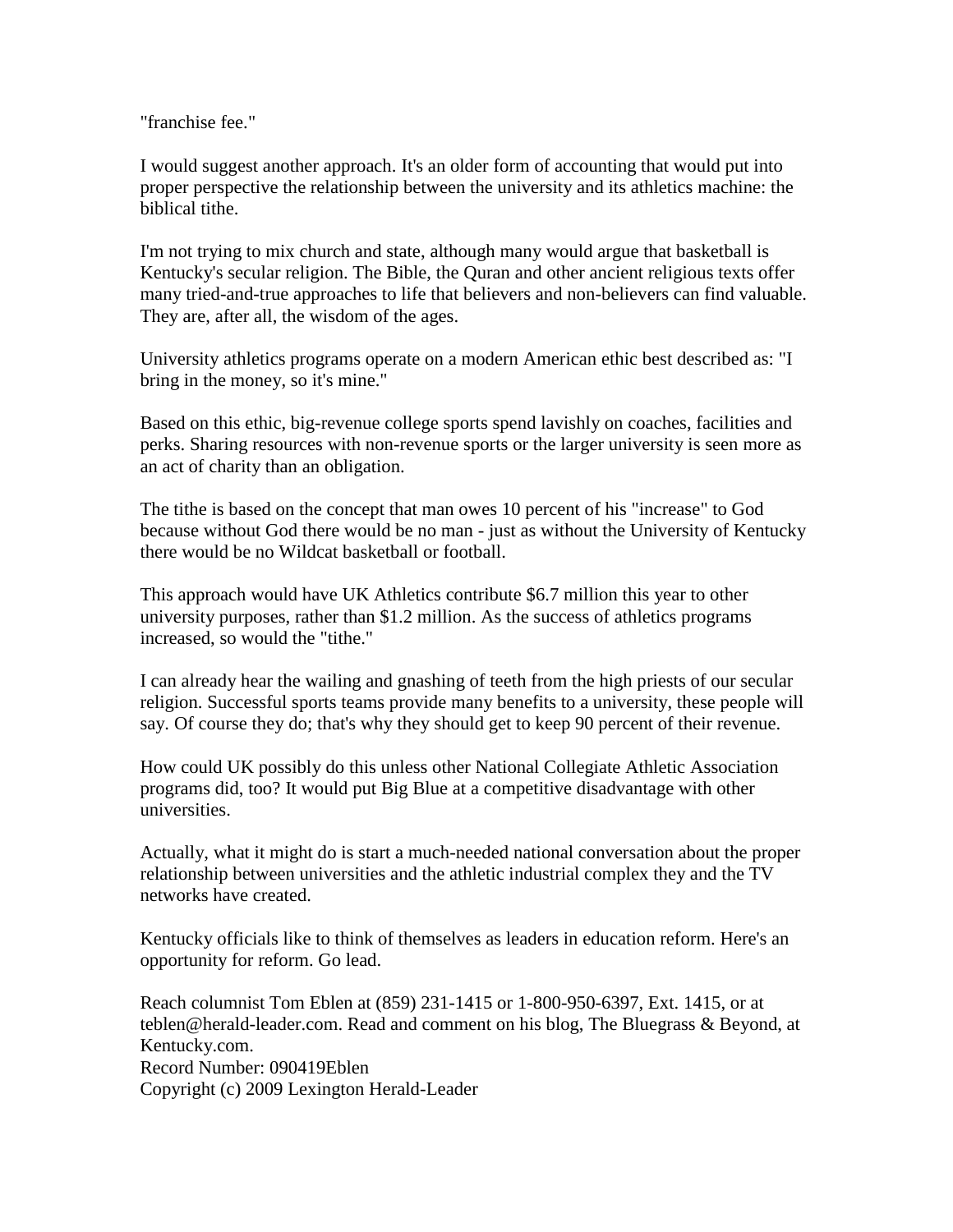"franchise fee."

I would suggest another approach. It's an older form of accounting that would put into proper perspective the relationship between the university and its athletics machine: the biblical tithe.

I'm not trying to mix church and state, although many would argue that basketball is Kentucky's secular religion. The Bible, the Quran and other ancient religious texts offer many tried-and-true approaches to life that believers and non-believers can find valuable. They are, after all, the wisdom of the ages.

University athletics programs operate on a modern American ethic best described as: "I bring in the money, so it's mine."

Based on this ethic, big-revenue college sports spend lavishly on coaches, facilities and perks. Sharing resources with non-revenue sports or the larger university is seen more as an act of charity than an obligation.

The tithe is based on the concept that man owes 10 percent of his "increase" to God because without God there would be no man - just as without the University of Kentucky there would be no Wildcat basketball or football.

This approach would have UK Athletics contribute $6.7 million this year to other university purposes, rather than $1.2 million. As the success of athletics programs increased, so would the "tithe."

I can already hear the wailing and gnashing of teeth from the high priests of our secular religion. Successful sports teams provide many benefits to a university, these people will say. Of course they do; that's why they should get to keep 90 percent of their revenue.

How could UK possibly do this unless other National Collegiate Athletic Association programs did, too? It would put Big Blue at a competitive disadvantage with other universities.

Actually, what it might do is start a much-needed national conversation about the proper relationship between universities and the athletic industrial complex they and the TV networks have created.

Kentucky officials like to think of themselves as leaders in education reform. Here's an opportunity for reform. Go lead.

Reach columnist Tom Eblen at (859) 231-1415 or 1-800-950-6397, Ext. 1415, or at teblen@herald-leader.com. Read and comment on his blog, The Bluegrass & Beyond, at Kentucky.com.
Record Number: 090419Eblen
Copyright (c) 2009 Lexington Herald-Leader